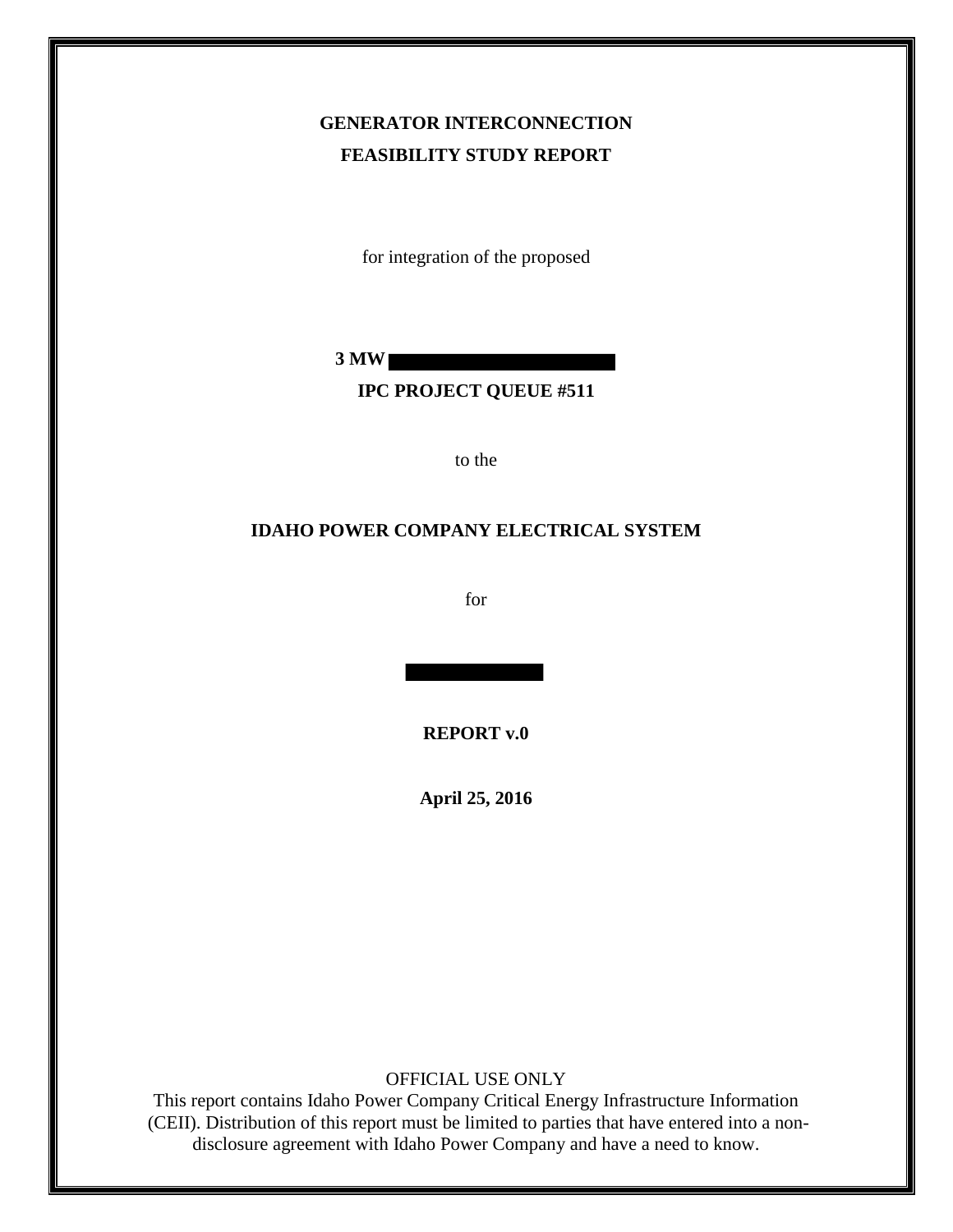# GENERATOR INTERCONNECTION
# FEASIBILITY STUDY REPORT

for integration of the proposed

**3 MW ██████████████**

**IPC PROJECT QUEUE #511**

to the

**IDAHO POWER COMPANY ELECTRICAL SYSTEM**

for

██████████

**REPORT v.0**

**April 25, 2016**

OFFICIAL USE ONLY
This report contains Idaho Power Company Critical Energy Infrastructure Information (CEII). Distribution of this report must be limited to parties that have entered into a non-disclosure agreement with Idaho Power Company and have a need to know.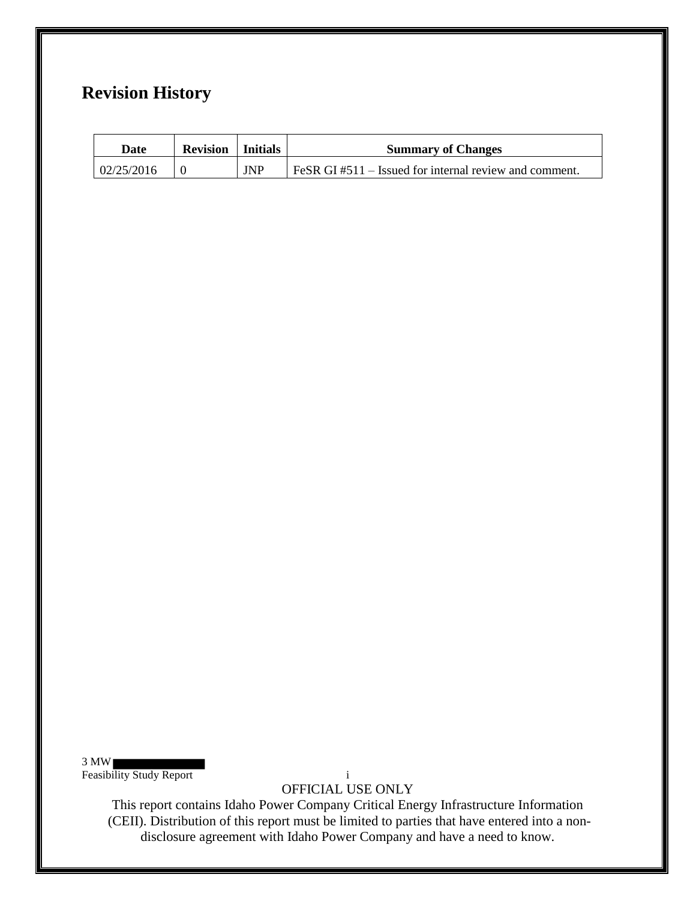# Revision History

| Date | Revision | Initials | Summary of Changes |
|---|---|---|---|
| 02/25/2016 | 0 | JNP | FeSR GI #511 – Issued for internal review and comment. |

OFFICIAL USE ONLY

This report contains Idaho Power Company Critical Energy Infrastructure Information (CEII). Distribution of this report must be limited to parties that have entered into a non-disclosure agreement with Idaho Power Company and have a need to know.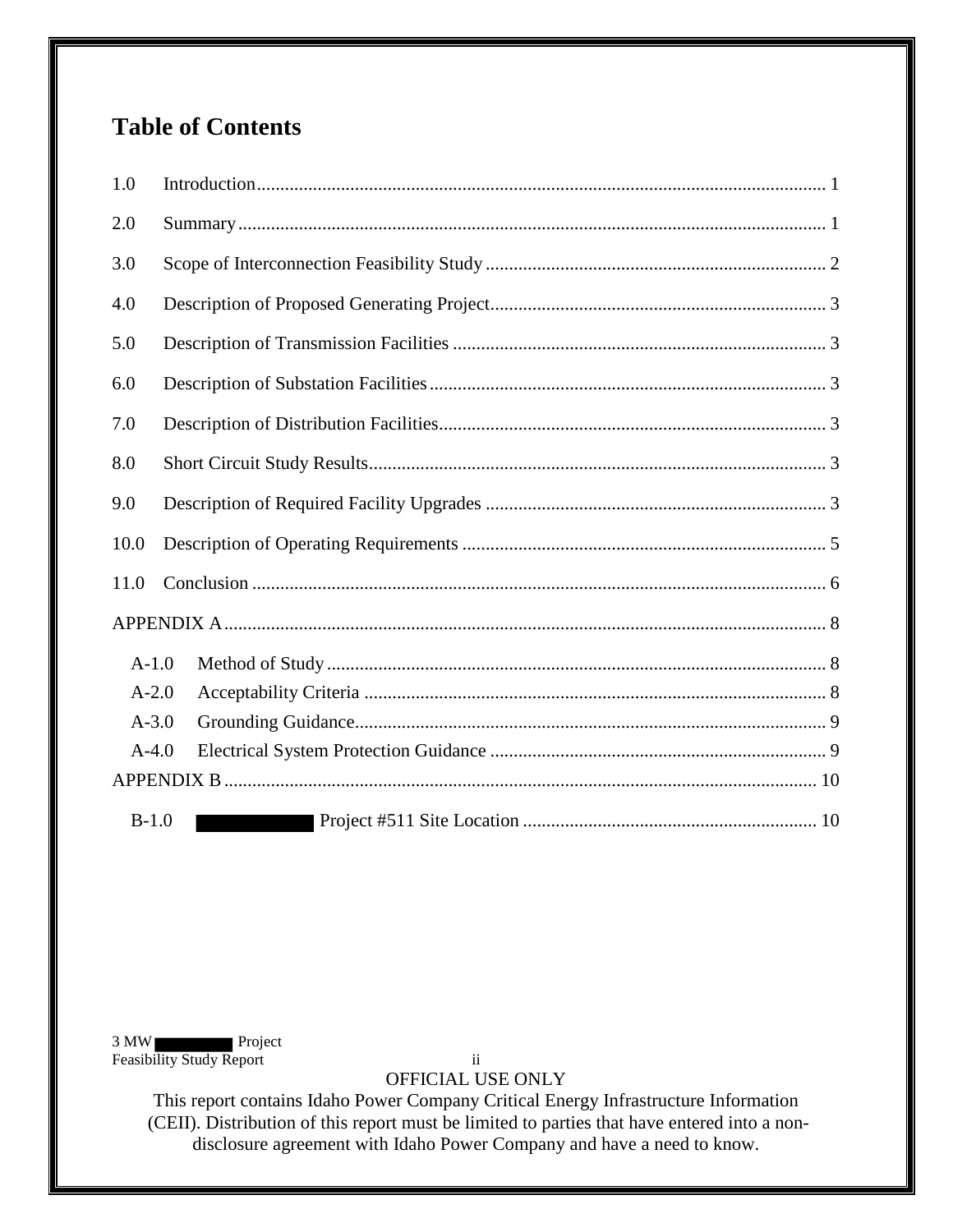# Table of Contents

1.0 Introduction ........................................................................................................ 1

2.0 Summary ............................................................................................................ 1

3.0 Scope of Interconnection Feasibility Study ........................................................ 2

4.0 Description of Proposed Generating Project ....................................................... 3

5.0 Description of Transmission Facilities ............................................................... 3

6.0 Description of Substation Facilities .................................................................... 3

7.0 Description of Distribution Facilities .................................................................. 3

8.0 Short Circuit Study Results ................................................................................. 3

9.0 Description of Required Facility Upgrades ........................................................ 3

10.0 Description of Operating Requirements ............................................................ 5

11.0 Conclusion ......................................................................................................... 6

APPENDIX A ............................................................................................................... 8

- A-1.0 Method of Study ........................................................................................... 8
- A-2.0 Acceptability Criteria .................................................................................... 8
- A-3.0 Grounding Guidance ..................................................................................... 9
- A-4.0 Electrical System Protection Guidance ......................................................... 9

APPENDIX B ............................................................................................................. 10

- B-1.0 [REDACTED] Project #511 Site Location ............................................................. 10

OFFICIAL USE ONLY

This report contains Idaho Power Company Critical Energy Infrastructure Information (CEII). Distribution of this report must be limited to parties that have entered into a non-disclosure agreement with Idaho Power Company and have a need to know.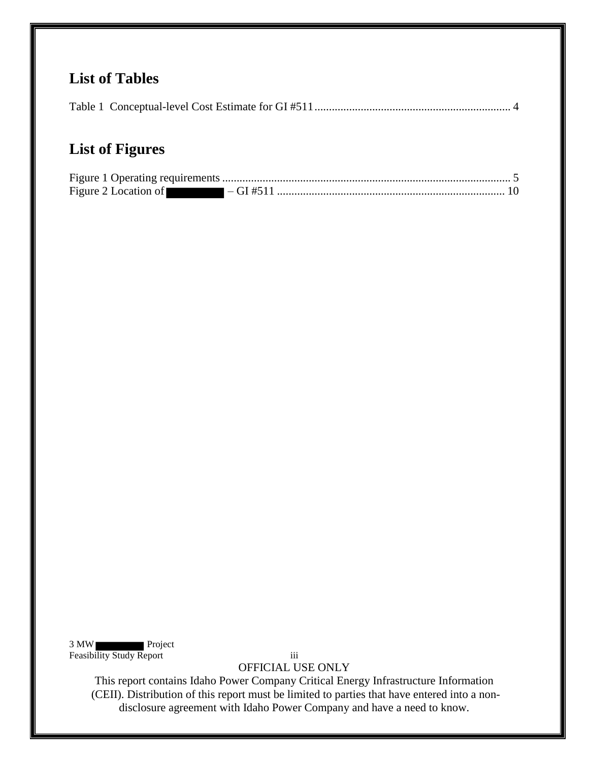## List of Tables

Table 1 Conceptual-level Cost Estimate for GI #511 .................................................................... 4

## List of Figures

Figure 1 Operating requirements ................................................................................................... 5

Figure 2 Location of ██████ – GI #511 .............................................................................. 10

OFFICIAL USE ONLY

This report contains Idaho Power Company Critical Energy Infrastructure Information (CEII). Distribution of this report must be limited to parties that have entered into a non-disclosure agreement with Idaho Power Company and have a need to know.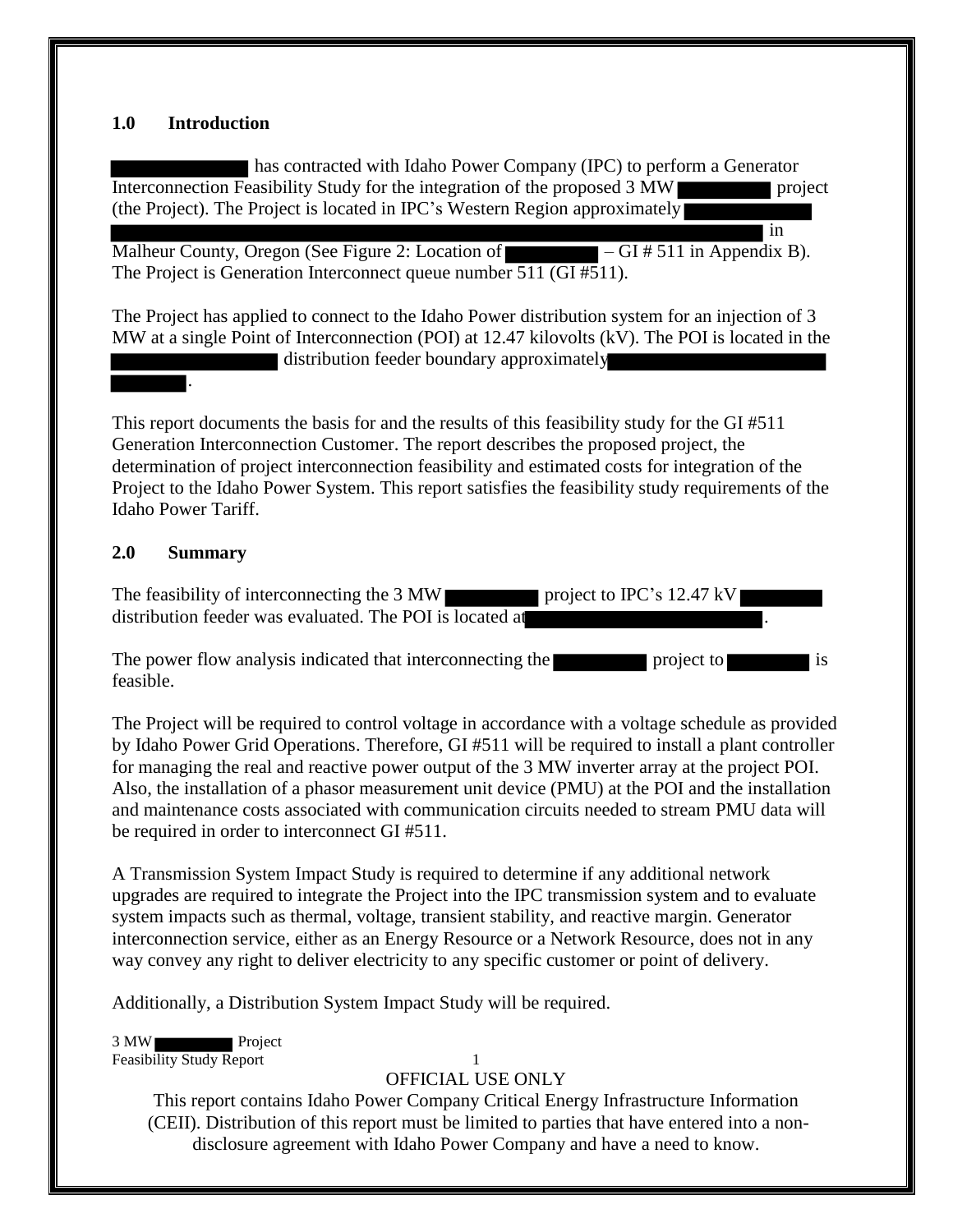## 1.0 Introduction

███████████ has contracted with Idaho Power Company (IPC) to perform a Generator Interconnection Feasibility Study for the integration of the proposed 3 MW ███████ project (the Project). The Project is located in IPC's Western Region approximately ██████████████████████████████████████████████████ in Malheur County, Oregon (See Figure 2: Location of ███████ – GI # 511 in Appendix B). The Project is Generation Interconnect queue number 511 (GI #511).

The Project has applied to connect to the Idaho Power distribution system for an injection of 3 MW at a single Point of Interconnection (POI) at 12.47 kilovolts (kV). The POI is located in the ██████████████ distribution feeder boundary approximately ████████████████████ ██████.

This report documents the basis for and the results of this feasibility study for the GI #511 Generation Interconnection Customer. The report describes the proposed project, the determination of project interconnection feasibility and estimated costs for integration of the Project to the Idaho Power System. This report satisfies the feasibility study requirements of the Idaho Power Tariff.

## 2.0 Summary

The feasibility of interconnecting the 3 MW ███████ project to IPC's 12.47 kV ██████ distribution feeder was evaluated. The POI is located at ██████████████████████.

The power flow analysis indicated that interconnecting the ███████ project to ███████ is feasible.

The Project will be required to control voltage in accordance with a voltage schedule as provided by Idaho Power Grid Operations. Therefore, GI #511 will be required to install a plant controller for managing the real and reactive power output of the 3 MW inverter array at the project POI. Also, the installation of a phasor measurement unit device (PMU) at the POI and the installation and maintenance costs associated with communication circuits needed to stream PMU data will be required in order to interconnect GI #511.

A Transmission System Impact Study is required to determine if any additional network upgrades are required to integrate the Project into the IPC transmission system and to evaluate system impacts such as thermal, voltage, transient stability, and reactive margin. Generator interconnection service, either as an Energy Resource or a Network Resource, does not in any way convey any right to deliver electricity to any specific customer or point of delivery.

Additionally, a Distribution System Impact Study will be required.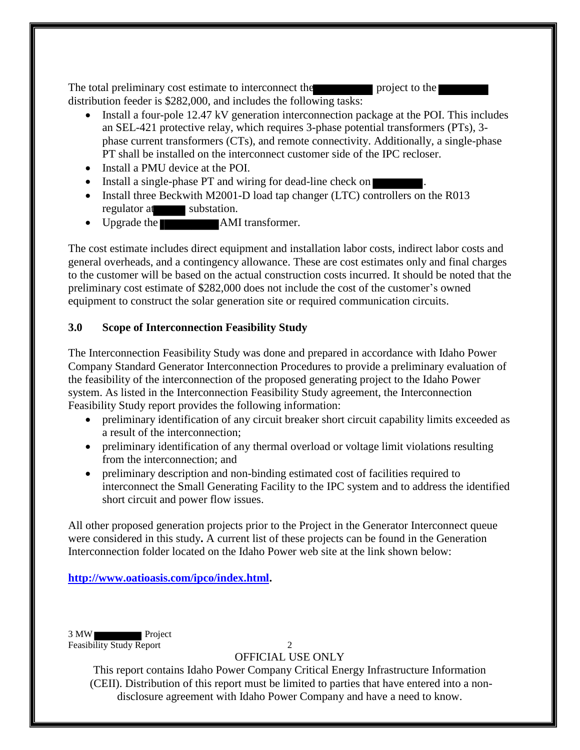The total preliminary cost estimate to interconnect the [REDACTED] project to the [REDACTED] distribution feeder is $282,000, and includes the following tasks:

- Install a four-pole 12.47 kV generation interconnection package at the POI. This includes an SEL-421 protective relay, which requires 3-phase potential transformers (PTs), 3-phase current transformers (CTs), and remote connectivity. Additionally, a single-phase PT shall be installed on the interconnect customer side of the IPC recloser.
- Install a PMU device at the POI.
- Install a single-phase PT and wiring for dead-line check on [REDACTED].
- Install three Beckwith M2001-D load tap changer (LTC) controllers on the R013 regulator at [REDACTED] substation.
- Upgrade the [REDACTED] AMI transformer.

The cost estimate includes direct equipment and installation labor costs, indirect labor costs and general overheads, and a contingency allowance. These are cost estimates only and final charges to the customer will be based on the actual construction costs incurred. It should be noted that the preliminary cost estimate of $282,000 does not include the cost of the customer's owned equipment to construct the solar generation site or required communication circuits.

## 3.0 Scope of Interconnection Feasibility Study

The Interconnection Feasibility Study was done and prepared in accordance with Idaho Power Company Standard Generator Interconnection Procedures to provide a preliminary evaluation of the feasibility of the interconnection of the proposed generating project to the Idaho Power system. As listed in the Interconnection Feasibility Study agreement, the Interconnection Feasibility Study report provides the following information:

- preliminary identification of any circuit breaker short circuit capability limits exceeded as a result of the interconnection;
- preliminary identification of any thermal overload or voltage limit violations resulting from the interconnection; and
- preliminary description and non-binding estimated cost of facilities required to interconnect the Small Generating Facility to the IPC system and to address the identified short circuit and power flow issues.

All other proposed generation projects prior to the Project in the Generator Interconnect queue were considered in this study**.** A current list of these projects can be found in the Generation Interconnection folder located on the Idaho Power web site at the link shown below:

**http://www.oatioasis.com/ipco/index.html.**

OFFICIAL USE ONLY

This report contains Idaho Power Company Critical Energy Infrastructure Information (CEII). Distribution of this report must be limited to parties that have entered into a non-disclosure agreement with Idaho Power Company and have a need to know.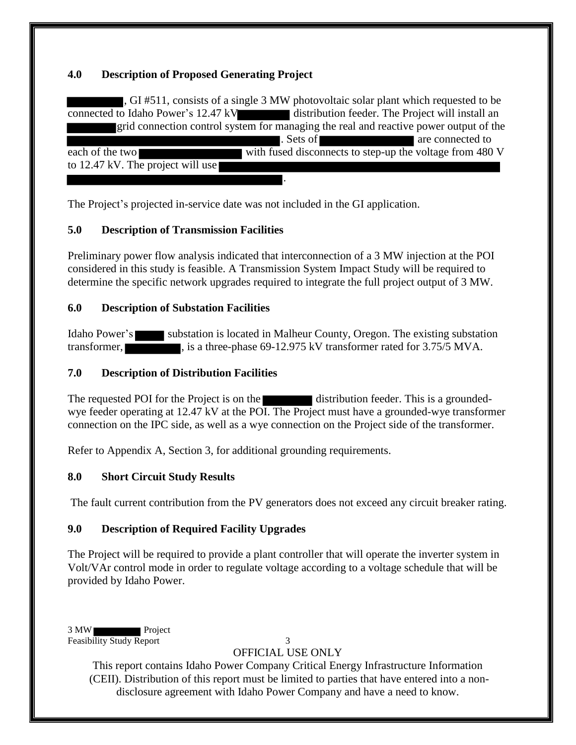## 4.0 Description of Proposed Generating Project

█████████, GI #511, consists of a single 3 MW photovoltaic solar plant which requested to be connected to Idaho Power's 12.47 kV ████████ distribution feeder. The Project will install an ████████ grid connection control system for managing the real and reactive power output of the ████████████████████████████. Sets of ████████████ are connected to each of the two ██████████████ with fused disconnects to step-up the voltage from 480 V to 12.47 kV. The project will use ████████████████████████████████████████████████████████████████.

The Project's projected in-service date was not included in the GI application.

## 5.0 Description of Transmission Facilities

Preliminary power flow analysis indicated that interconnection of a 3 MW injection at the POI considered in this study is feasible. A Transmission System Impact Study will be required to determine the specific network upgrades required to integrate the full project output of 3 MW.

## 6.0 Description of Substation Facilities

Idaho Power's █████ substation is located in Malheur County, Oregon. The existing substation transformer, █████████, is a three-phase 69-12.975 kV transformer rated for 3.75/5 MVA.

## 7.0 Description of Distribution Facilities

The requested POI for the Project is on the ████████ distribution feeder. This is a grounded-wye feeder operating at 12.47 kV at the POI. The Project must have a grounded-wye transformer connection on the IPC side, as well as a wye connection on the Project side of the transformer.

Refer to Appendix A, Section 3, for additional grounding requirements.

## 8.0 Short Circuit Study Results

The fault current contribution from the PV generators does not exceed any circuit breaker rating.

## 9.0 Description of Required Facility Upgrades

The Project will be required to provide a plant controller that will operate the inverter system in Volt/VAr control mode in order to regulate voltage according to a voltage schedule that will be provided by Idaho Power.

OFFICIAL USE ONLY

This report contains Idaho Power Company Critical Energy Infrastructure Information (CEII). Distribution of this report must be limited to parties that have entered into a non-disclosure agreement with Idaho Power Company and have a need to know.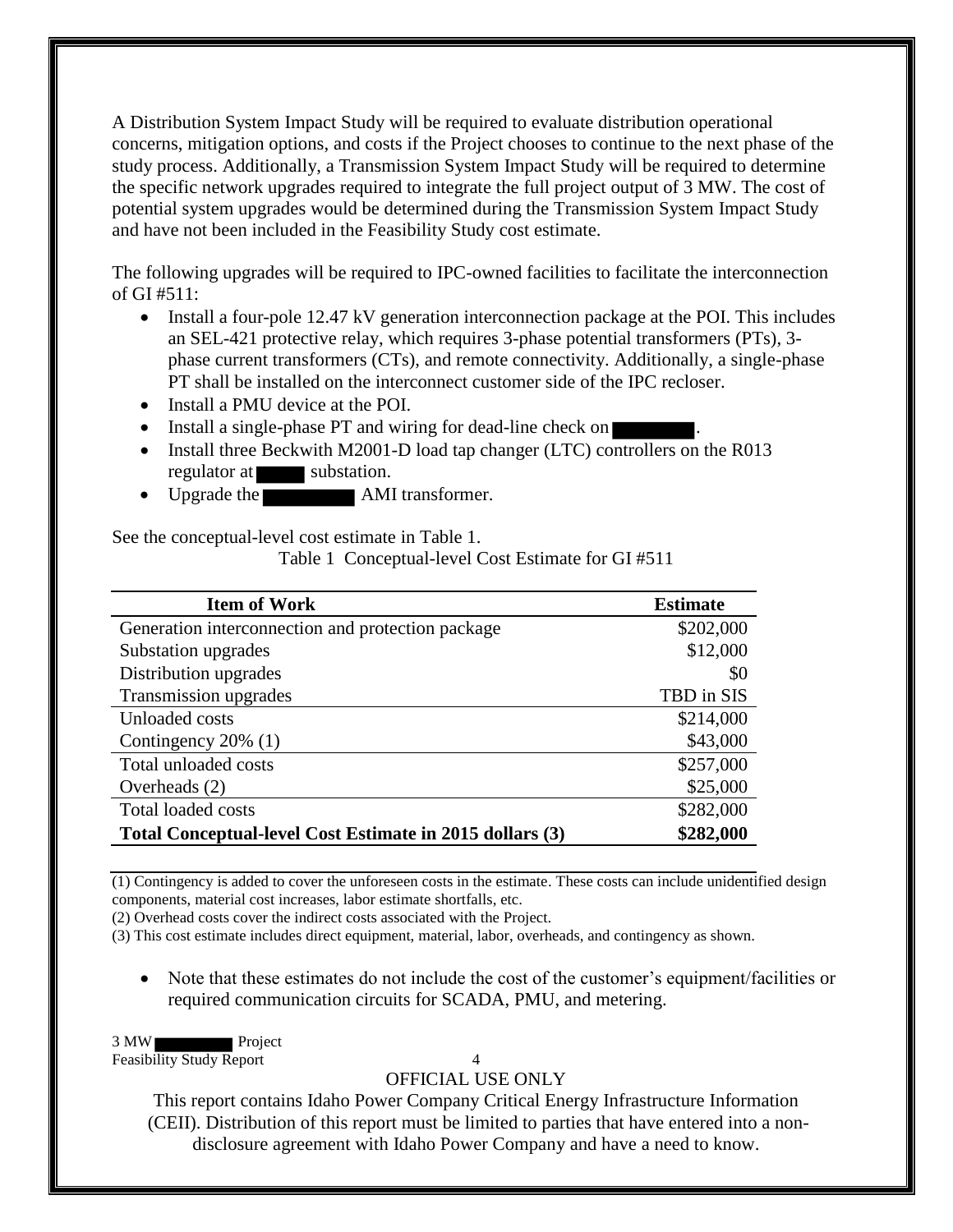A Distribution System Impact Study will be required to evaluate distribution operational concerns, mitigation options, and costs if the Project chooses to continue to the next phase of the study process. Additionally, a Transmission System Impact Study will be required to determine the specific network upgrades required to integrate the full project output of 3 MW. The cost of potential system upgrades would be determined during the Transmission System Impact Study and have not been included in the Feasibility Study cost estimate.

The following upgrades will be required to IPC-owned facilities to facilitate the interconnection of GI #511:

- Install a four-pole 12.47 kV generation interconnection package at the POI. This includes an SEL-421 protective relay, which requires 3-phase potential transformers (PTs), 3-phase current transformers (CTs), and remote connectivity. Additionally, a single-phase PT shall be installed on the interconnect customer side of the IPC recloser.
- Install a PMU device at the POI.
- Install a single-phase PT and wiring for dead-line check on ████.
- Install three Beckwith M2001-D load tap changer (LTC) controllers on the R013 regulator at ████ substation.
- Upgrade the ████ AMI transformer.

See the conceptual-level cost estimate in Table 1.

Table 1 Conceptual-level Cost Estimate for GI #511

| Item of Work | Estimate |
|---|---|
| Generation interconnection and protection package | $202,000 |
| Substation upgrades | $12,000 |
| Distribution upgrades | $0 |
| Transmission upgrades | TBD in SIS |
| Unloaded costs | $214,000 |
| Contingency 20% (1) | $43,000 |
| Total unloaded costs | $257,000 |
| Overheads (2) | $25,000 |
| Total loaded costs | $282,000 |
| **Total Conceptual-level Cost Estimate in 2015 dollars (3)** | **$282,000** |

(1) Contingency is added to cover the unforeseen costs in the estimate. These costs can include unidentified design components, material cost increases, labor estimate shortfalls, etc.
(2) Overhead costs cover the indirect costs associated with the Project.
(3) This cost estimate includes direct equipment, material, labor, overheads, and contingency as shown.

- Note that these estimates do not include the cost of the customer's equipment/facilities or required communication circuits for SCADA, PMU, and metering.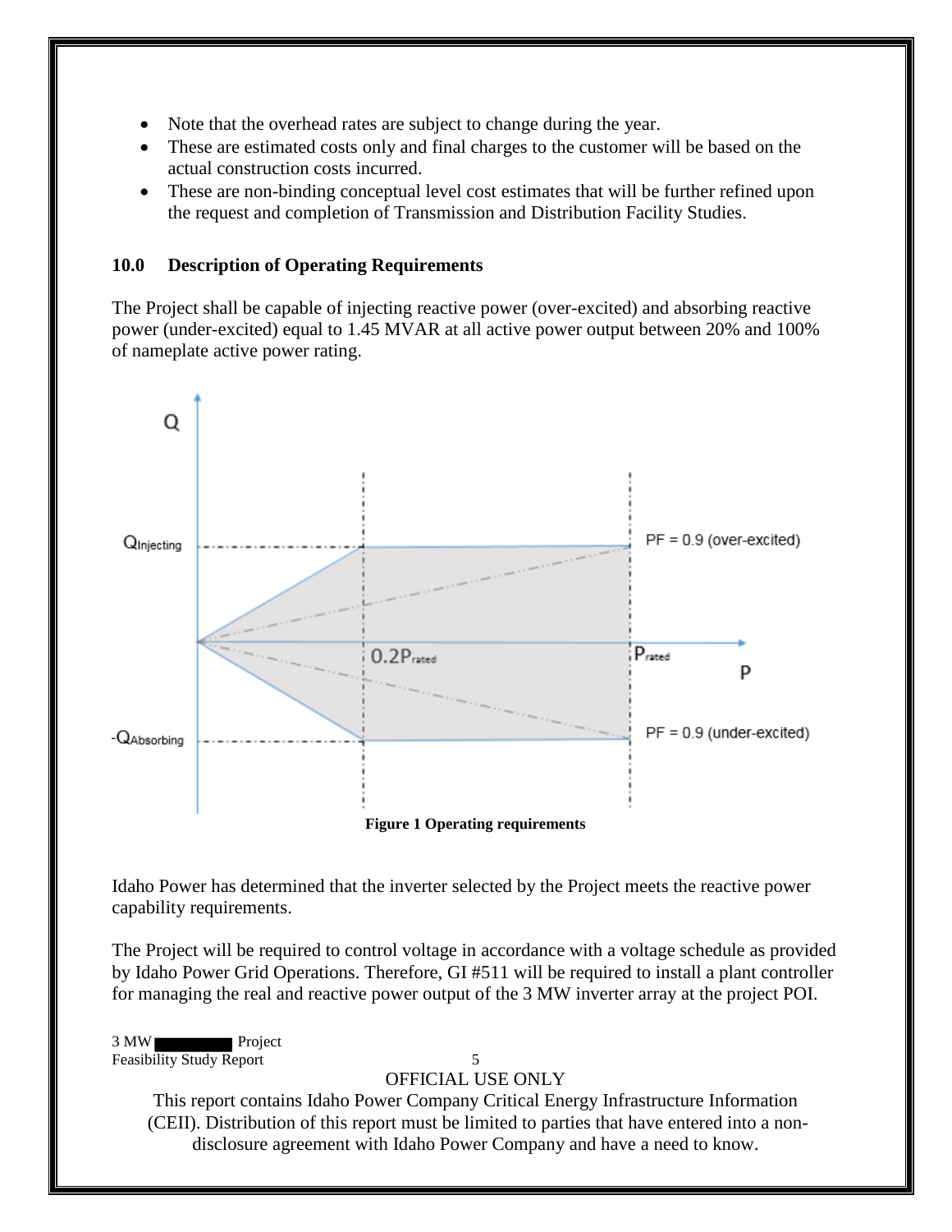- Note that the overhead rates are subject to change during the year.
- These are estimated costs only and final charges to the customer will be based on the actual construction costs incurred.
- These are non-binding conceptual level cost estimates that will be further refined upon the request and completion of Transmission and Distribution Facility Studies.

## 10.0 Description of Operating Requirements

The Project shall be capable of injecting reactive power (over-excited) and absorbing reactive power (under-excited) equal to 1.45 MVAR at all active power output between 20% and 100% of nameplate active power rating.

**Figure 1 Operating requirements**

Idaho Power has determined that the inverter selected by the Project meets the reactive power capability requirements.

The Project will be required to control voltage in accordance with a voltage schedule as provided by Idaho Power Grid Operations. Therefore, GI #511 will be required to install a plant controller for managing the real and reactive power output of the 3 MW inverter array at the project POI.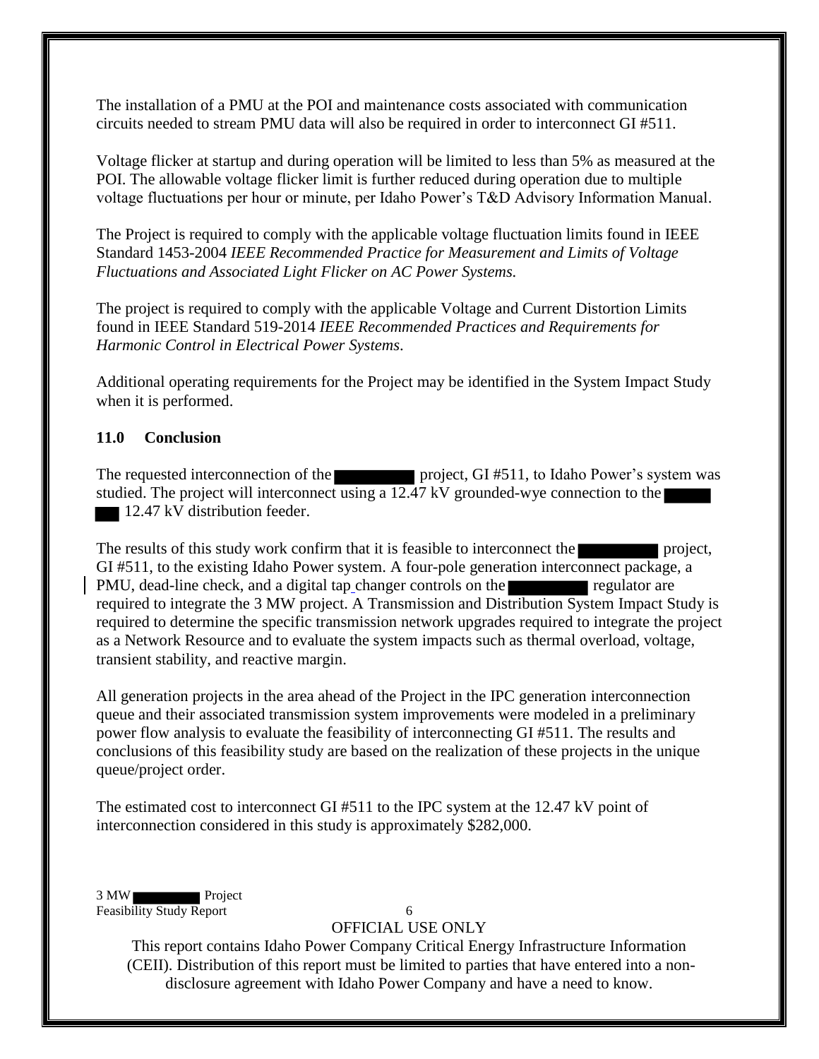The installation of a PMU at the POI and maintenance costs associated with communication circuits needed to stream PMU data will also be required in order to interconnect GI #511.

Voltage flicker at startup and during operation will be limited to less than 5% as measured at the POI. The allowable voltage flicker limit is further reduced during operation due to multiple voltage fluctuations per hour or minute, per Idaho Power's T&D Advisory Information Manual.

The Project is required to comply with the applicable voltage fluctuation limits found in IEEE Standard 1453-2004 *IEEE Recommended Practice for Measurement and Limits of Voltage Fluctuations and Associated Light Flicker on AC Power Systems.*

The project is required to comply with the applicable Voltage and Current Distortion Limits found in IEEE Standard 519-2014 *IEEE Recommended Practices and Requirements for Harmonic Control in Electrical Power Systems*.

Additional operating requirements for the Project may be identified in the System Impact Study when it is performed.

## 11.0 Conclusion

The requested interconnection of the ██████ project, GI #511, to Idaho Power's system was studied. The project will interconnect using a 12.47 kV grounded-wye connection to the ████ ██ 12.47 kV distribution feeder.

The results of this study work confirm that it is feasible to interconnect the ██████ project, GI #511, to the existing Idaho Power system. A four-pole generation interconnect package, a PMU, dead-line check, and a digital tap changer controls on the ██████ regulator are required to integrate the 3 MW project. A Transmission and Distribution System Impact Study is required to determine the specific transmission network upgrades required to integrate the project as a Network Resource and to evaluate the system impacts such as thermal overload, voltage, transient stability, and reactive margin.

All generation projects in the area ahead of the Project in the IPC generation interconnection queue and their associated transmission system improvements were modeled in a preliminary power flow analysis to evaluate the feasibility of interconnecting GI #511. The results and conclusions of this feasibility study are based on the realization of these projects in the unique queue/project order.

The estimated cost to interconnect GI #511 to the IPC system at the 12.47 kV point of interconnection considered in this study is approximately $282,000.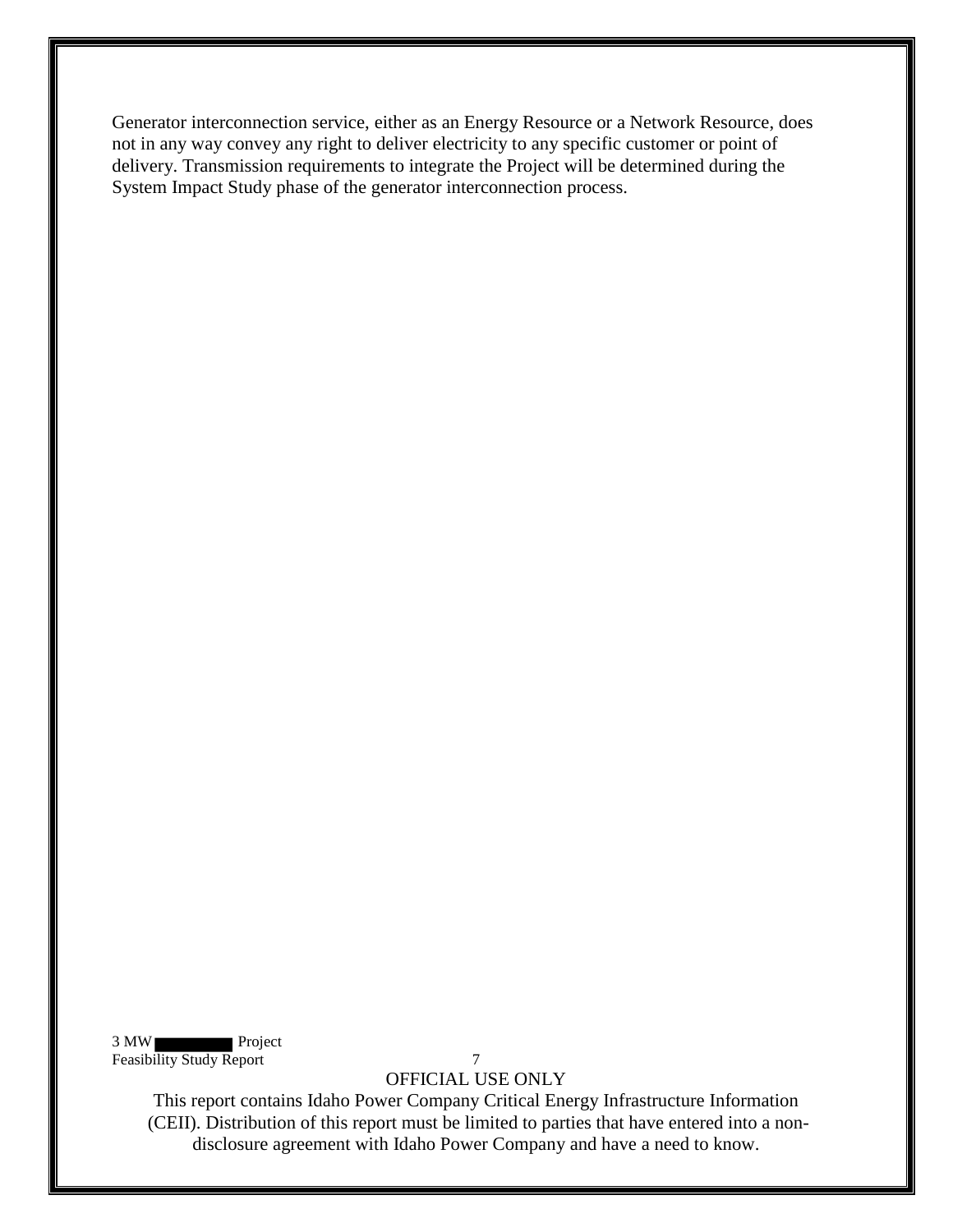Generator interconnection service, either as an Energy Resource or a Network Resource, does not in any way convey any right to deliver electricity to any specific customer or point of delivery. Transmission requirements to integrate the Project will be determined during the System Impact Study phase of the generator interconnection process.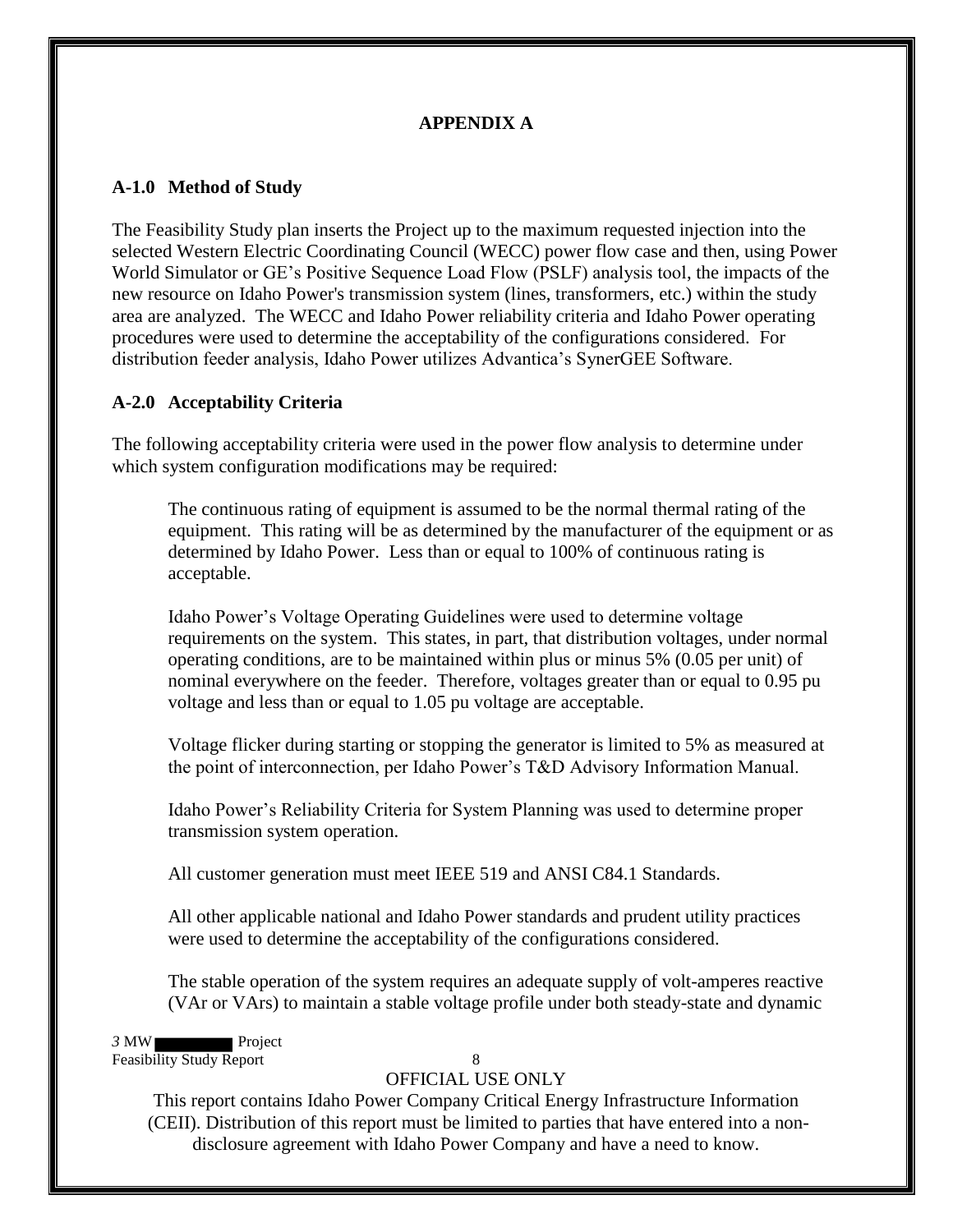**APPENDIX A**

### A-1.0 Method of Study

The Feasibility Study plan inserts the Project up to the maximum requested injection into the selected Western Electric Coordinating Council (WECC) power flow case and then, using Power World Simulator or GE's Positive Sequence Load Flow (PSLF) analysis tool, the impacts of the new resource on Idaho Power's transmission system (lines, transformers, etc.) within the study area are analyzed. The WECC and Idaho Power reliability criteria and Idaho Power operating procedures were used to determine the acceptability of the configurations considered. For distribution feeder analysis, Idaho Power utilizes Advantica's SynerGEE Software.

### A-2.0 Acceptability Criteria

The following acceptability criteria were used in the power flow analysis to determine under which system configuration modifications may be required:

> The continuous rating of equipment is assumed to be the normal thermal rating of the equipment. This rating will be as determined by the manufacturer of the equipment or as determined by Idaho Power. Less than or equal to 100% of continuous rating is acceptable.
>
> Idaho Power's Voltage Operating Guidelines were used to determine voltage requirements on the system. This states, in part, that distribution voltages, under normal operating conditions, are to be maintained within plus or minus 5% (0.05 per unit) of nominal everywhere on the feeder. Therefore, voltages greater than or equal to 0.95 pu voltage and less than or equal to 1.05 pu voltage are acceptable.
>
> Voltage flicker during starting or stopping the generator is limited to 5% as measured at the point of interconnection, per Idaho Power's T&D Advisory Information Manual.
>
> Idaho Power's Reliability Criteria for System Planning was used to determine proper transmission system operation.
>
> All customer generation must meet IEEE 519 and ANSI C84.1 Standards.
>
> All other applicable national and Idaho Power standards and prudent utility practices were used to determine the acceptability of the configurations considered.
>
> The stable operation of the system requires an adequate supply of volt-amperes reactive (VAr or VArs) to maintain a stable voltage profile under both steady-state and dynamic

OFFICIAL USE ONLY

This report contains Idaho Power Company Critical Energy Infrastructure Information (CEII). Distribution of this report must be limited to parties that have entered into a non-disclosure agreement with Idaho Power Company and have a need to know.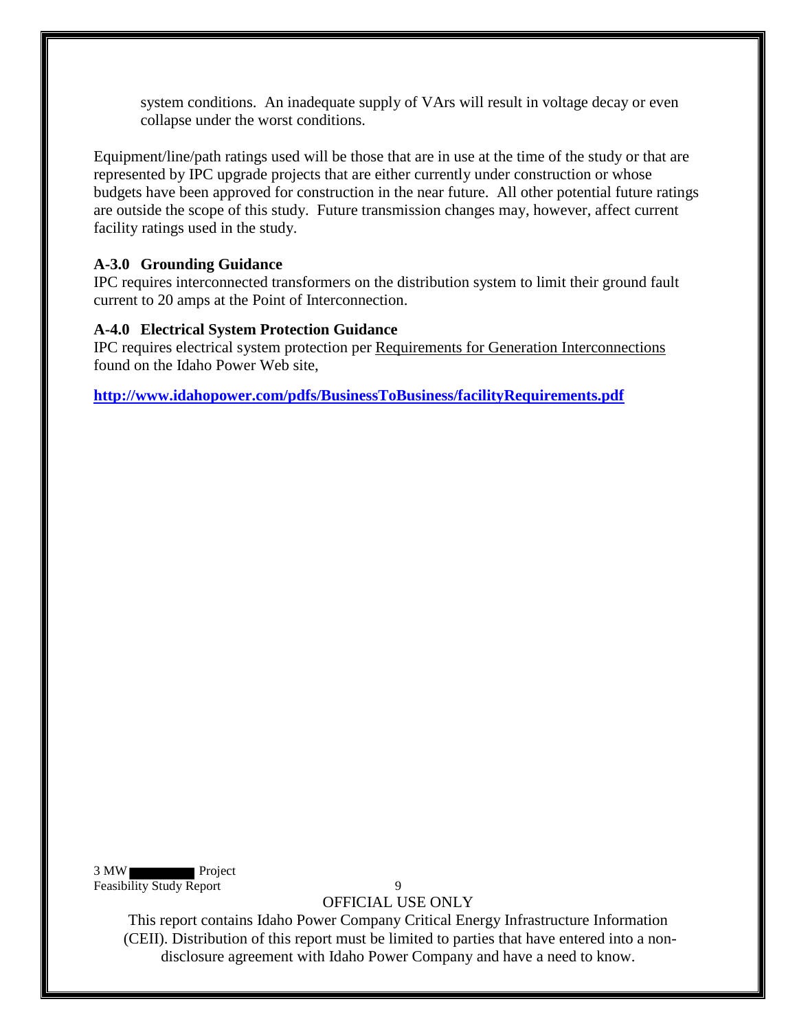system conditions. An inadequate supply of VArs will result in voltage decay or even collapse under the worst conditions.

Equipment/line/path ratings used will be those that are in use at the time of the study or that are represented by IPC upgrade projects that are either currently under construction or whose budgets have been approved for construction in the near future. All other potential future ratings are outside the scope of this study. Future transmission changes may, however, affect current facility ratings used in the study.

**A-3.0 Grounding Guidance**

IPC requires interconnected transformers on the distribution system to limit their ground fault current to 20 amps at the Point of Interconnection.

**A-4.0 Electrical System Protection Guidance**

IPC requires electrical system protection per Requirements for Generation Interconnections found on the Idaho Power Web site,

**http://www.idahopower.com/pdfs/BusinessToBusiness/facilityRequirements.pdf**

OFFICIAL USE ONLY

This report contains Idaho Power Company Critical Energy Infrastructure Information (CEII). Distribution of this report must be limited to parties that have entered into a non-disclosure agreement with Idaho Power Company and have a need to know.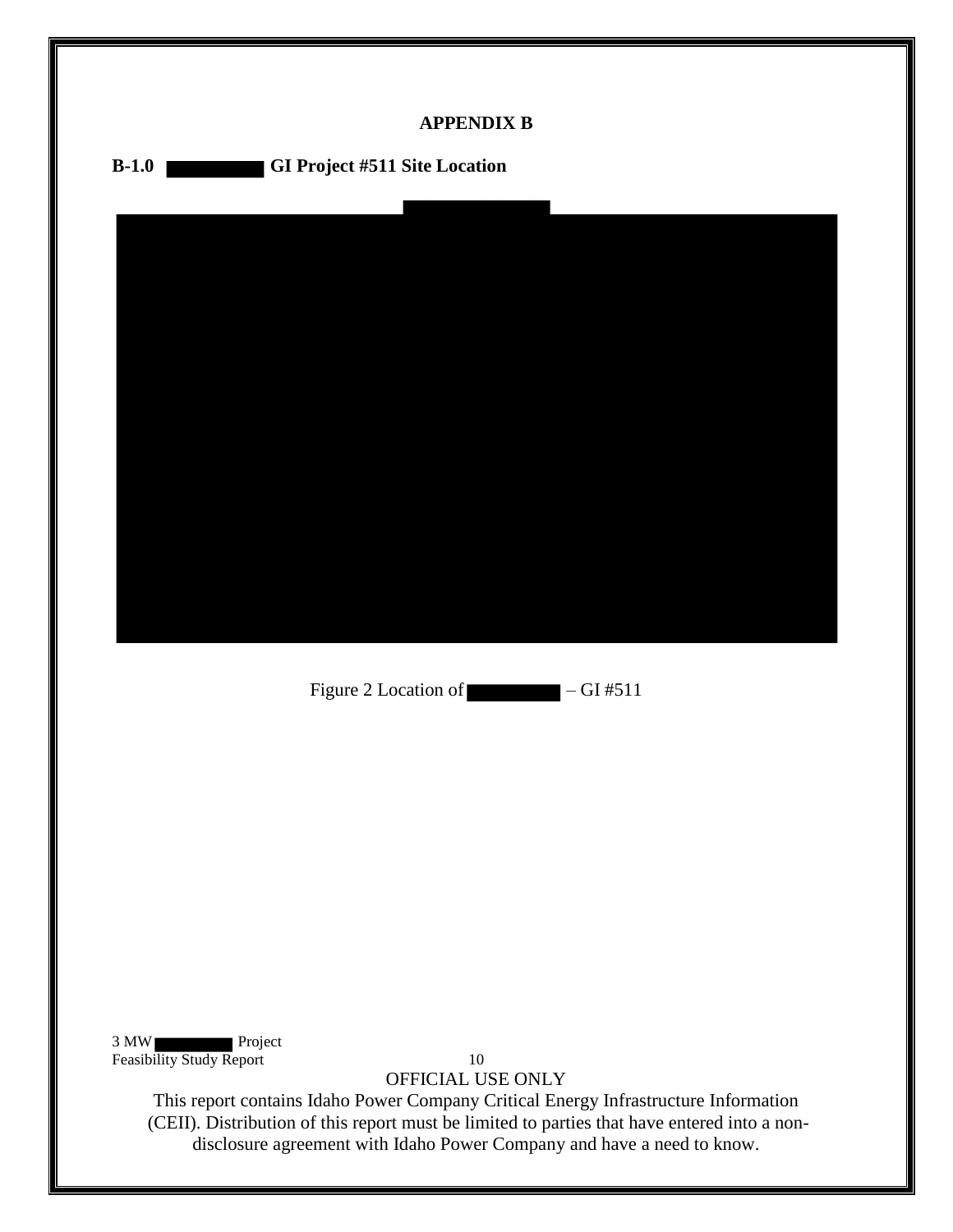# APPENDIX B

## B-1.0 GI Project #511 Site Location

Figure 2 Location of – GI #511

OFFICIAL USE ONLY

This report contains Idaho Power Company Critical Energy Infrastructure Information (CEII). Distribution of this report must be limited to parties that have entered into a non-disclosure agreement with Idaho Power Company and have a need to know.